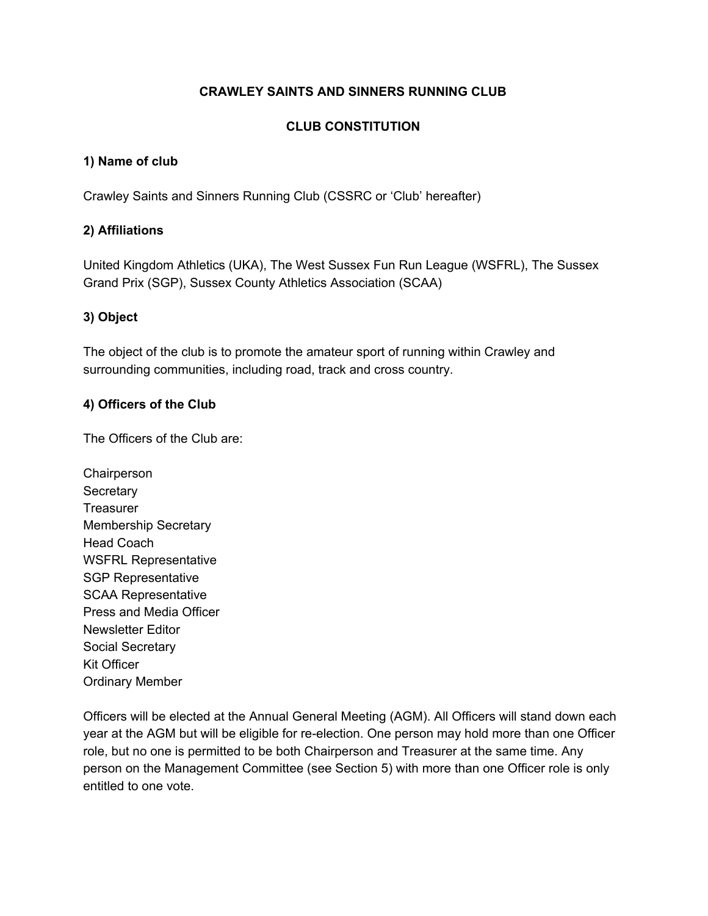# CRAWLEY SAINTS AND SINNERS RUNNING CLUB

# CLUB CONSTITUTION

## 1) Name of club

Crawley Saints and Sinners Running Club (CSSRC or 'Club' hereafter)

## 2) Affiliations

United Kingdom Athletics (UKA), The West Sussex Fun Run League (WSFRL), The Sussex Grand Prix (SGP), Sussex County Athletics Association (SCAA)

## 3) Object

The object of the club is to promote the amateur sport of running within Crawley and surrounding communities, including road, track and cross country.

## 4) Officers of the Club

The Officers of the Club are:

Chairperson
Secretary
Treasurer
Membership Secretary
Head Coach
WSFRL Representative
SGP Representative
SCAA Representative
Press and Media Officer
Newsletter Editor
Social Secretary
Kit Officer
Ordinary Member

Officers will be elected at the Annual General Meeting (AGM). All Officers will stand down each year at the AGM but will be eligible for re-election. One person may hold more than one Officer role, but no one is permitted to be both Chairperson and Treasurer at the same time. Any person on the Management Committee (see Section 5) with more than one Officer role is only entitled to one vote.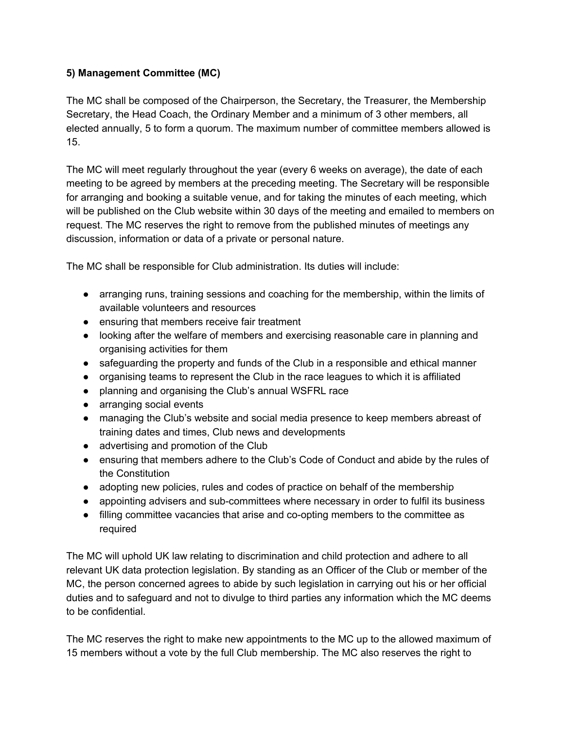**5) Management Committee (MC)**

The MC shall be composed of the Chairperson, the Secretary, the Treasurer, the Membership Secretary, the Head Coach, the Ordinary Member and a minimum of 3 other members, all elected annually, 5 to form a quorum. The maximum number of committee members allowed is 15.

The MC will meet regularly throughout the year (every 6 weeks on average), the date of each meeting to be agreed by members at the preceding meeting. The Secretary will be responsible for arranging and booking a suitable venue, and for taking the minutes of each meeting, which will be published on the Club website within 30 days of the meeting and emailed to members on request. The MC reserves the right to remove from the published minutes of meetings any discussion, information or data of a private or personal nature.

The MC shall be responsible for Club administration. Its duties will include:

- arranging runs, training sessions and coaching for the membership, within the limits of available volunteers and resources
- ensuring that members receive fair treatment
- looking after the welfare of members and exercising reasonable care in planning and organising activities for them
- safeguarding the property and funds of the Club in a responsible and ethical manner
- organising teams to represent the Club in the race leagues to which it is affiliated
- planning and organising the Club's annual WSFRL race
- arranging social events
- managing the Club's website and social media presence to keep members abreast of training dates and times, Club news and developments
- advertising and promotion of the Club
- ensuring that members adhere to the Club's Code of Conduct and abide by the rules of the Constitution
- adopting new policies, rules and codes of practice on behalf of the membership
- appointing advisers and sub-committees where necessary in order to fulfil its business
- filling committee vacancies that arise and co-opting members to the committee as required

The MC will uphold UK law relating to discrimination and child protection and adhere to all relevant UK data protection legislation. By standing as an Officer of the Club or member of the MC, the person concerned agrees to abide by such legislation in carrying out his or her official duties and to safeguard and not to divulge to third parties any information which the MC deems to be confidential.

The MC reserves the right to make new appointments to the MC up to the allowed maximum of 15 members without a vote by the full Club membership. The MC also reserves the right to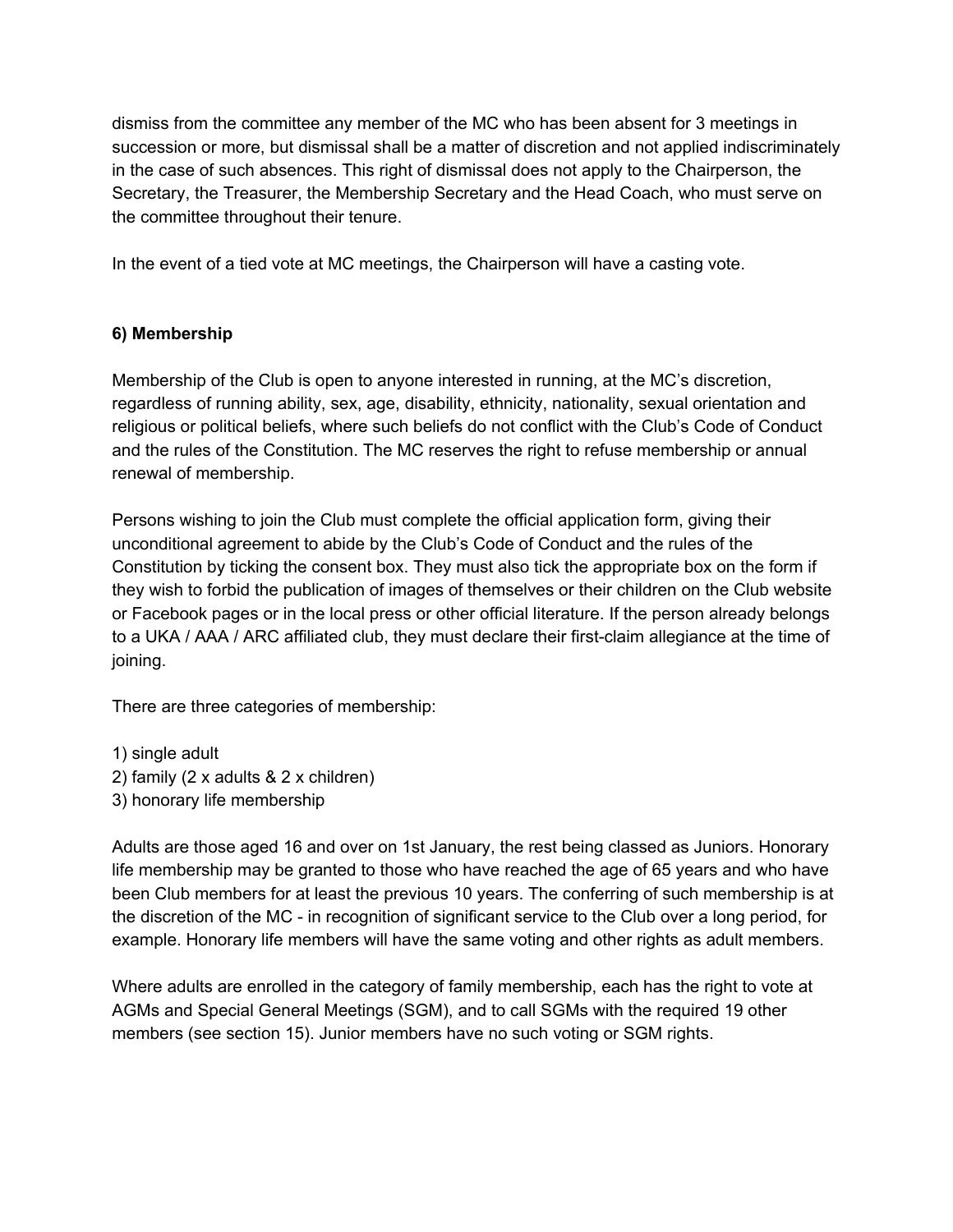dismiss from the committee any member of the MC who has been absent for 3 meetings in succession or more, but dismissal shall be a matter of discretion and not applied indiscriminately in the case of such absences. This right of dismissal does not apply to the Chairperson, the Secretary, the Treasurer, the Membership Secretary and the Head Coach, who must serve on the committee throughout their tenure.

In the event of a tied vote at MC meetings, the Chairperson will have a casting vote.

**6) Membership**

Membership of the Club is open to anyone interested in running, at the MC's discretion, regardless of running ability, sex, age, disability, ethnicity, nationality, sexual orientation and religious or political beliefs, where such beliefs do not conflict with the Club's Code of Conduct and the rules of the Constitution. The MC reserves the right to refuse membership or annual renewal of membership.

Persons wishing to join the Club must complete the official application form, giving their unconditional agreement to abide by the Club's Code of Conduct and the rules of the Constitution by ticking the consent box. They must also tick the appropriate box on the form if they wish to forbid the publication of images of themselves or their children on the Club website or Facebook pages or in the local press or other official literature. If the person already belongs to a UKA / AAA / ARC affiliated club, they must declare their first-claim allegiance at the time of joining.

There are three categories of membership:

1) single adult
2) family (2 x adults & 2 x children)
3) honorary life membership

Adults are those aged 16 and over on 1st January, the rest being classed as Juniors. Honorary life membership may be granted to those who have reached the age of 65 years and who have been Club members for at least the previous 10 years. The conferring of such membership is at the discretion of the MC - in recognition of significant service to the Club over a long period, for example. Honorary life members will have the same voting and other rights as adult members.

Where adults are enrolled in the category of family membership, each has the right to vote at AGMs and Special General Meetings (SGM), and to call SGMs with the required 19 other members (see section 15). Junior members have no such voting or SGM rights.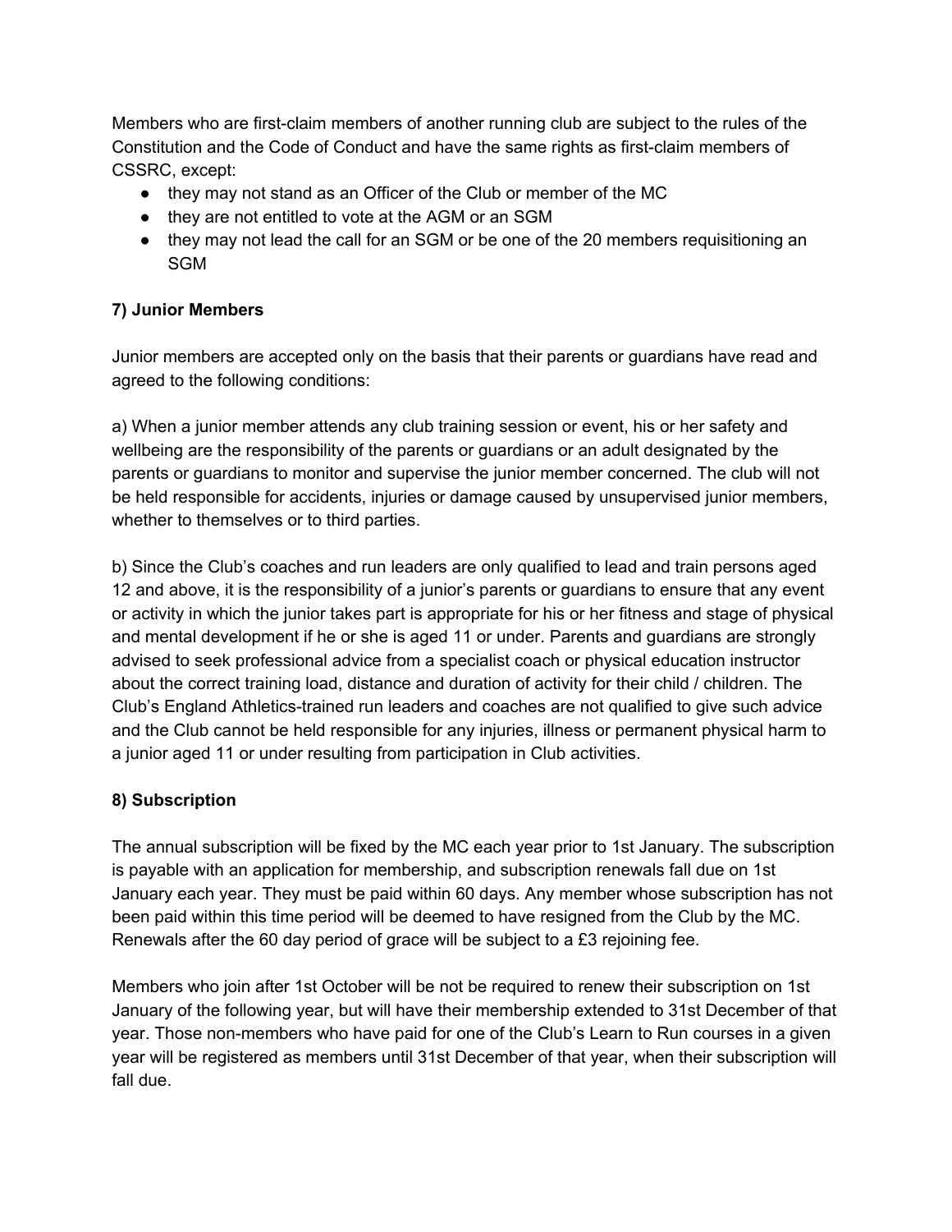Members who are first-claim members of another running club are subject to the rules of the Constitution and the Code of Conduct and have the same rights as first-claim members of CSSRC, except:

- they may not stand as an Officer of the Club or member of the MC
- they are not entitled to vote at the AGM or an SGM
- they may not lead the call for an SGM or be one of the 20 members requisitioning an SGM

**7) Junior Members**

Junior members are accepted only on the basis that their parents or guardians have read and agreed to the following conditions:

a) When a junior member attends any club training session or event, his or her safety and wellbeing are the responsibility of the parents or guardians or an adult designated by the parents or guardians to monitor and supervise the junior member concerned. The club will not be held responsible for accidents, injuries or damage caused by unsupervised junior members, whether to themselves or to third parties.

b) Since the Club's coaches and run leaders are only qualified to lead and train persons aged 12 and above, it is the responsibility of a junior's parents or guardians to ensure that any event or activity in which the junior takes part is appropriate for his or her fitness and stage of physical and mental development if he or she is aged 11 or under. Parents and guardians are strongly advised to seek professional advice from a specialist coach or physical education instructor about the correct training load, distance and duration of activity for their child / children. The Club's England Athletics-trained run leaders and coaches are not qualified to give such advice and the Club cannot be held responsible for any injuries, illness or permanent physical harm to a junior aged 11 or under resulting from participation in Club activities.

**8) Subscription**

The annual subscription will be fixed by the MC each year prior to 1st January. The subscription is payable with an application for membership, and subscription renewals fall due on 1st January each year. They must be paid within 60 days. Any member whose subscription has not been paid within this time period will be deemed to have resigned from the Club by the MC. Renewals after the 60 day period of grace will be subject to a £3 rejoining fee.

Members who join after 1st October will be not be required to renew their subscription on 1st January of the following year, but will have their membership extended to 31st December of that year. Those non-members who have paid for one of the Club's Learn to Run courses in a given year will be registered as members until 31st December of that year, when their subscription will fall due.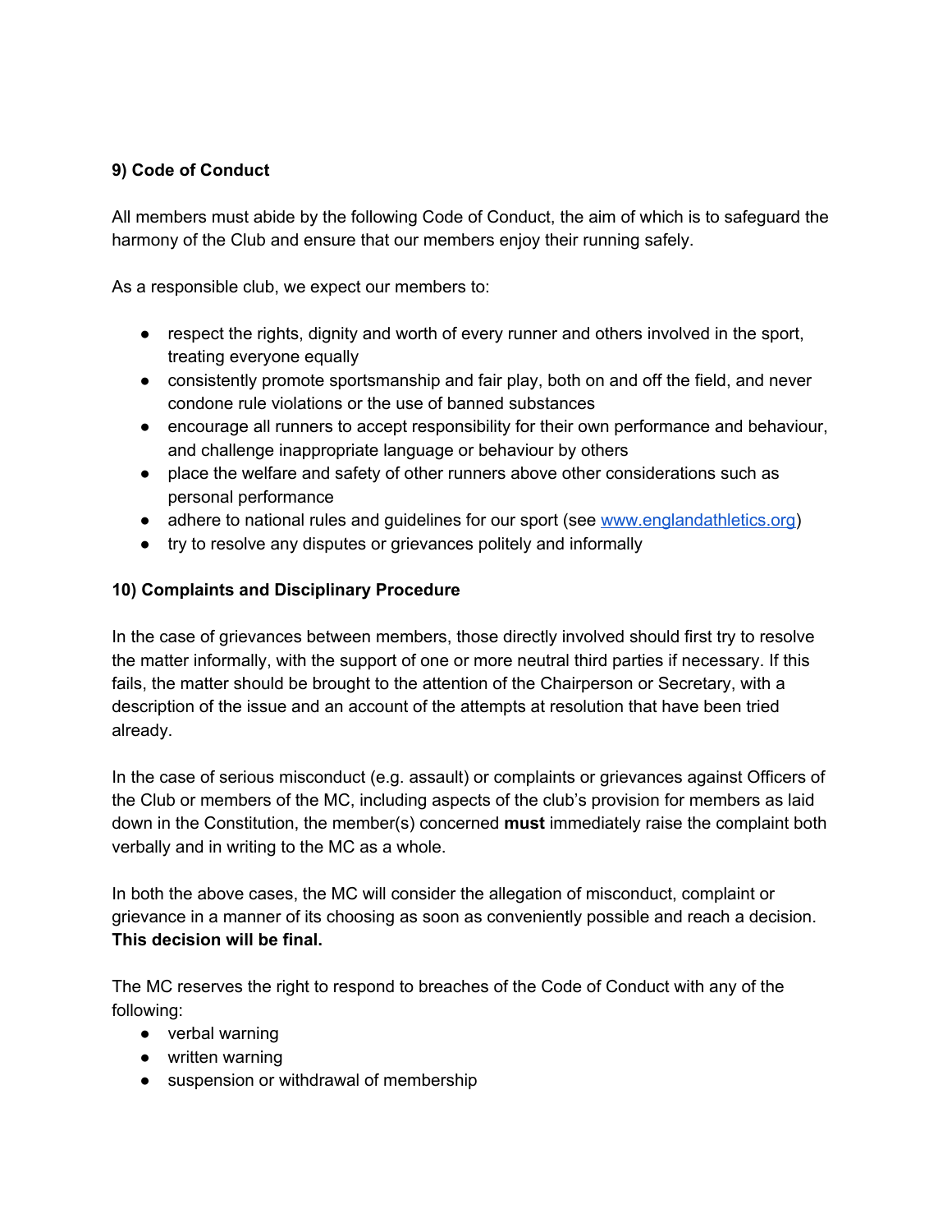**9) Code of Conduct**

All members must abide by the following Code of Conduct, the aim of which is to safeguard the harmony of the Club and ensure that our members enjoy their running safely.

As a responsible club, we expect our members to:

- respect the rights, dignity and worth of every runner and others involved in the sport, treating everyone equally
- consistently promote sportsmanship and fair play, both on and off the field, and never condone rule violations or the use of banned substances
- encourage all runners to accept responsibility for their own performance and behaviour, and challenge inappropriate language or behaviour by others
- place the welfare and safety of other runners above other considerations such as personal performance
- adhere to national rules and guidelines for our sport (see [www.englandathletics.org](http://www.englandathletics.org))
- try to resolve any disputes or grievances politely and informally

**10) Complaints and Disciplinary Procedure**

In the case of grievances between members, those directly involved should first try to resolve the matter informally, with the support of one or more neutral third parties if necessary. If this fails, the matter should be brought to the attention of the Chairperson or Secretary, with a description of the issue and an account of the attempts at resolution that have been tried already.

In the case of serious misconduct (e.g. assault) or complaints or grievances against Officers of the Club or members of the MC, including aspects of the club's provision for members as laid down in the Constitution, the member(s) concerned **must** immediately raise the complaint both verbally and in writing to the MC as a whole.

In both the above cases, the MC will consider the allegation of misconduct, complaint or grievance in a manner of its choosing as soon as conveniently possible and reach a decision. **This decision will be final.**

The MC reserves the right to respond to breaches of the Code of Conduct with any of the following:

- verbal warning
- written warning
- suspension or withdrawal of membership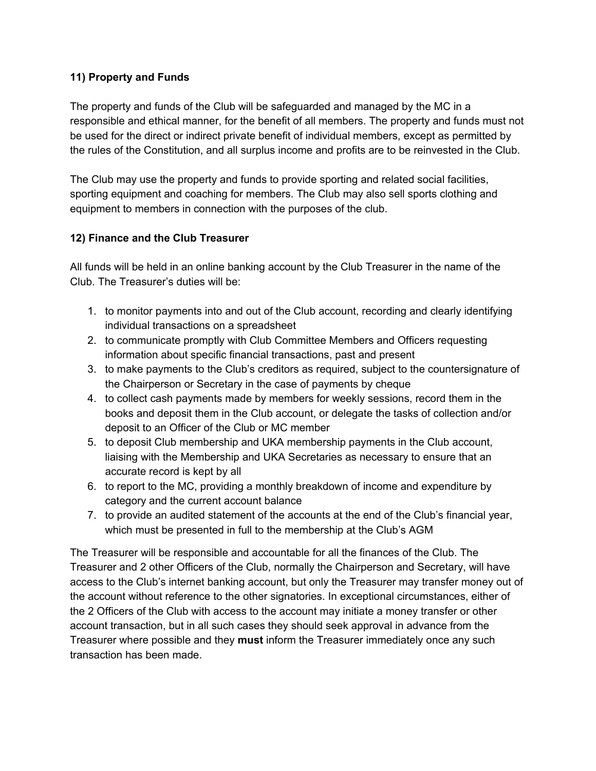### 11) Property and Funds

The property and funds of the Club will be safeguarded and managed by the MC in a responsible and ethical manner, for the benefit of all members. The property and funds must not be used for the direct or indirect private benefit of individual members, except as permitted by the rules of the Constitution, and all surplus income and profits are to be reinvested in the Club.

The Club may use the property and funds to provide sporting and related social facilities, sporting equipment and coaching for members. The Club may also sell sports clothing and equipment to members in connection with the purposes of the club.

### 12) Finance and the Club Treasurer

All funds will be held in an online banking account by the Club Treasurer in the name of the Club. The Treasurer's duties will be:

1. to monitor payments into and out of the Club account, recording and clearly identifying individual transactions on a spreadsheet
2. to communicate promptly with Club Committee Members and Officers requesting information about specific financial transactions, past and present
3. to make payments to the Club's creditors as required, subject to the countersignature of the Chairperson or Secretary in the case of payments by cheque
4. to collect cash payments made by members for weekly sessions, record them in the books and deposit them in the Club account, or delegate the tasks of collection and/or deposit to an Officer of the Club or MC member
5. to deposit Club membership and UKA membership payments in the Club account, liaising with the Membership and UKA Secretaries as necessary to ensure that an accurate record is kept by all
6. to report to the MC, providing a monthly breakdown of income and expenditure by category and the current account balance
7. to provide an audited statement of the accounts at the end of the Club's financial year, which must be presented in full to the membership at the Club's AGM

The Treasurer will be responsible and accountable for all the finances of the Club. The Treasurer and 2 other Officers of the Club, normally the Chairperson and Secretary, will have access to the Club's internet banking account, but only the Treasurer may transfer money out of the account without reference to the other signatories. In exceptional circumstances, either of the 2 Officers of the Club with access to the account may initiate a money transfer or other account transaction, but in all such cases they should seek approval in advance from the Treasurer where possible and they **must** inform the Treasurer immediately once any such transaction has been made.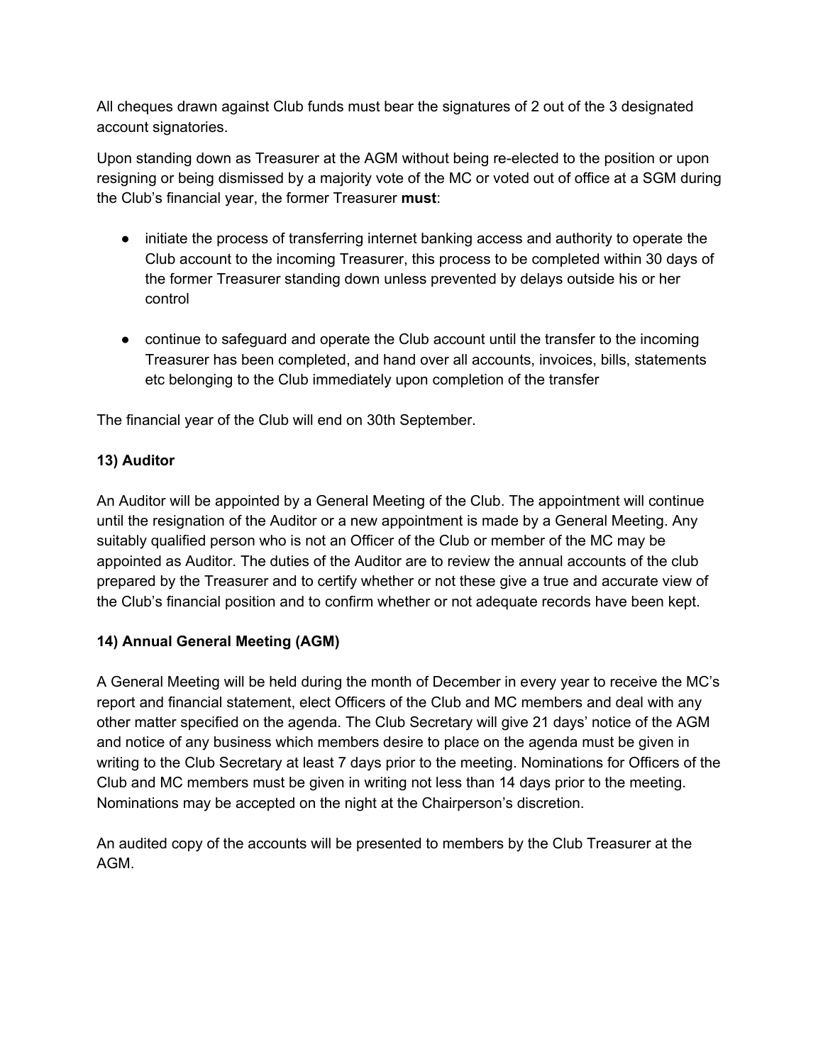All cheques drawn against Club funds must bear the signatures of 2 out of the 3 designated account signatories.

Upon standing down as Treasurer at the AGM without being re-elected to the position or upon resigning or being dismissed by a majority vote of the MC or voted out of office at a SGM during the Club's financial year, the former Treasurer **must**:

- initiate the process of transferring internet banking access and authority to operate the Club account to the incoming Treasurer, this process to be completed within 30 days of the former Treasurer standing down unless prevented by delays outside his or her control
- continue to safeguard and operate the Club account until the transfer to the incoming Treasurer has been completed, and hand over all accounts, invoices, bills, statements etc belonging to the Club immediately upon completion of the transfer

The financial year of the Club will end on 30th September.

### 13) Auditor

An Auditor will be appointed by a General Meeting of the Club. The appointment will continue until the resignation of the Auditor or a new appointment is made by a General Meeting. Any suitably qualified person who is not an Officer of the Club or member of the MC may be appointed as Auditor. The duties of the Auditor are to review the annual accounts of the club prepared by the Treasurer and to certify whether or not these give a true and accurate view of the Club's financial position and to confirm whether or not adequate records have been kept.

### 14) Annual General Meeting (AGM)

A General Meeting will be held during the month of December in every year to receive the MC's report and financial statement, elect Officers of the Club and MC members and deal with any other matter specified on the agenda. The Club Secretary will give 21 days' notice of the AGM and notice of any business which members desire to place on the agenda must be given in writing to the Club Secretary at least 7 days prior to the meeting. Nominations for Officers of the Club and MC members must be given in writing not less than 14 days prior to the meeting. Nominations may be accepted on the night at the Chairperson's discretion.

An audited copy of the accounts will be presented to members by the Club Treasurer at the AGM.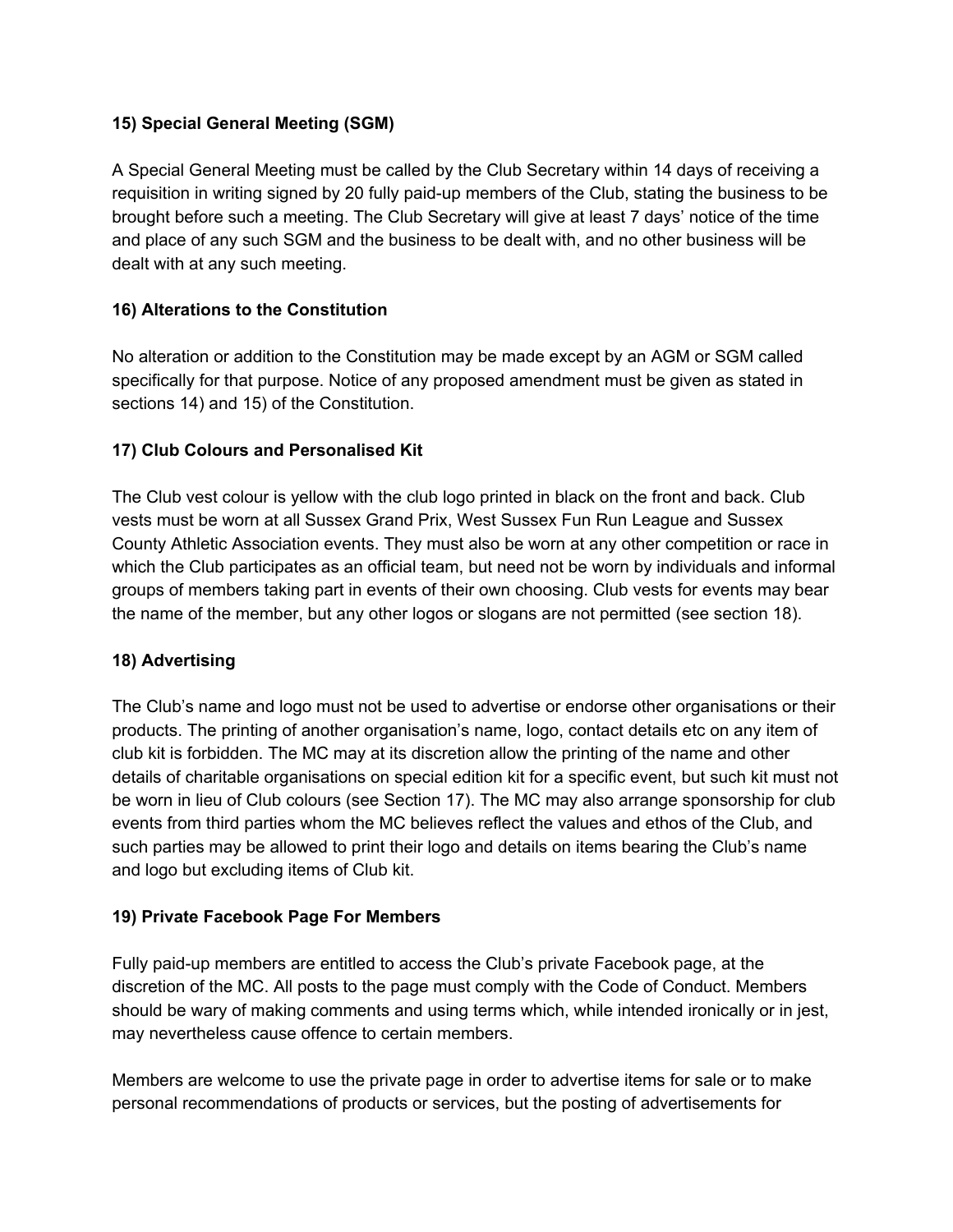**15) Special General Meeting (SGM)**

A Special General Meeting must be called by the Club Secretary within 14 days of receiving a requisition in writing signed by 20 fully paid-up members of the Club, stating the business to be brought before such a meeting. The Club Secretary will give at least 7 days' notice of the time and place of any such SGM and the business to be dealt with, and no other business will be dealt with at any such meeting.

**16) Alterations to the Constitution**

No alteration or addition to the Constitution may be made except by an AGM or SGM called specifically for that purpose. Notice of any proposed amendment must be given as stated in sections 14) and 15) of the Constitution.

**17) Club Colours and Personalised Kit**

The Club vest colour is yellow with the club logo printed in black on the front and back. Club vests must be worn at all Sussex Grand Prix, West Sussex Fun Run League and Sussex County Athletic Association events. They must also be worn at any other competition or race in which the Club participates as an official team, but need not be worn by individuals and informal groups of members taking part in events of their own choosing. Club vests for events may bear the name of the member, but any other logos or slogans are not permitted (see section 18).

**18) Advertising**

The Club's name and logo must not be used to advertise or endorse other organisations or their products. The printing of another organisation's name, logo, contact details etc on any item of club kit is forbidden. The MC may at its discretion allow the printing of the name and other details of charitable organisations on special edition kit for a specific event, but such kit must not be worn in lieu of Club colours (see Section 17). The MC may also arrange sponsorship for club events from third parties whom the MC believes reflect the values and ethos of the Club, and such parties may be allowed to print their logo and details on items bearing the Club's name and logo but excluding items of Club kit.

**19) Private Facebook Page For Members**

Fully paid-up members are entitled to access the Club's private Facebook page, at the discretion of the MC. All posts to the page must comply with the Code of Conduct. Members should be wary of making comments and using terms which, while intended ironically or in jest, may nevertheless cause offence to certain members.

Members are welcome to use the private page in order to advertise items for sale or to make personal recommendations of products or services, but the posting of advertisements for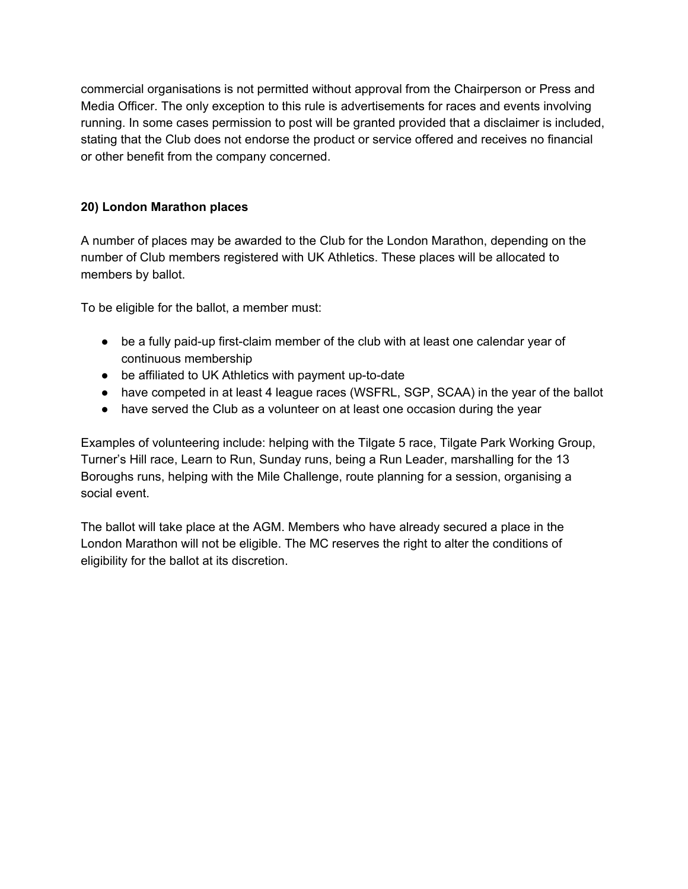commercial organisations is not permitted without approval from the Chairperson or Press and Media Officer. The only exception to this rule is advertisements for races and events involving running. In some cases permission to post will be granted provided that a disclaimer is included, stating that the Club does not endorse the product or service offered and receives no financial or other benefit from the company concerned.

**20) London Marathon places**

A number of places may be awarded to the Club for the London Marathon, depending on the number of Club members registered with UK Athletics. These places will be allocated to members by ballot.

To be eligible for the ballot, a member must:

- be a fully paid-up first-claim member of the club with at least one calendar year of continuous membership
- be affiliated to UK Athletics with payment up-to-date
- have competed in at least 4 league races (WSFRL, SGP, SCAA) in the year of the ballot
- have served the Club as a volunteer on at least one occasion during the year

Examples of volunteering include: helping with the Tilgate 5 race, Tilgate Park Working Group, Turner's Hill race, Learn to Run, Sunday runs, being a Run Leader, marshalling for the 13 Boroughs runs, helping with the Mile Challenge, route planning for a session, organising a social event.

The ballot will take place at the AGM. Members who have already secured a place in the London Marathon will not be eligible. The MC reserves the right to alter the conditions of eligibility for the ballot at its discretion.